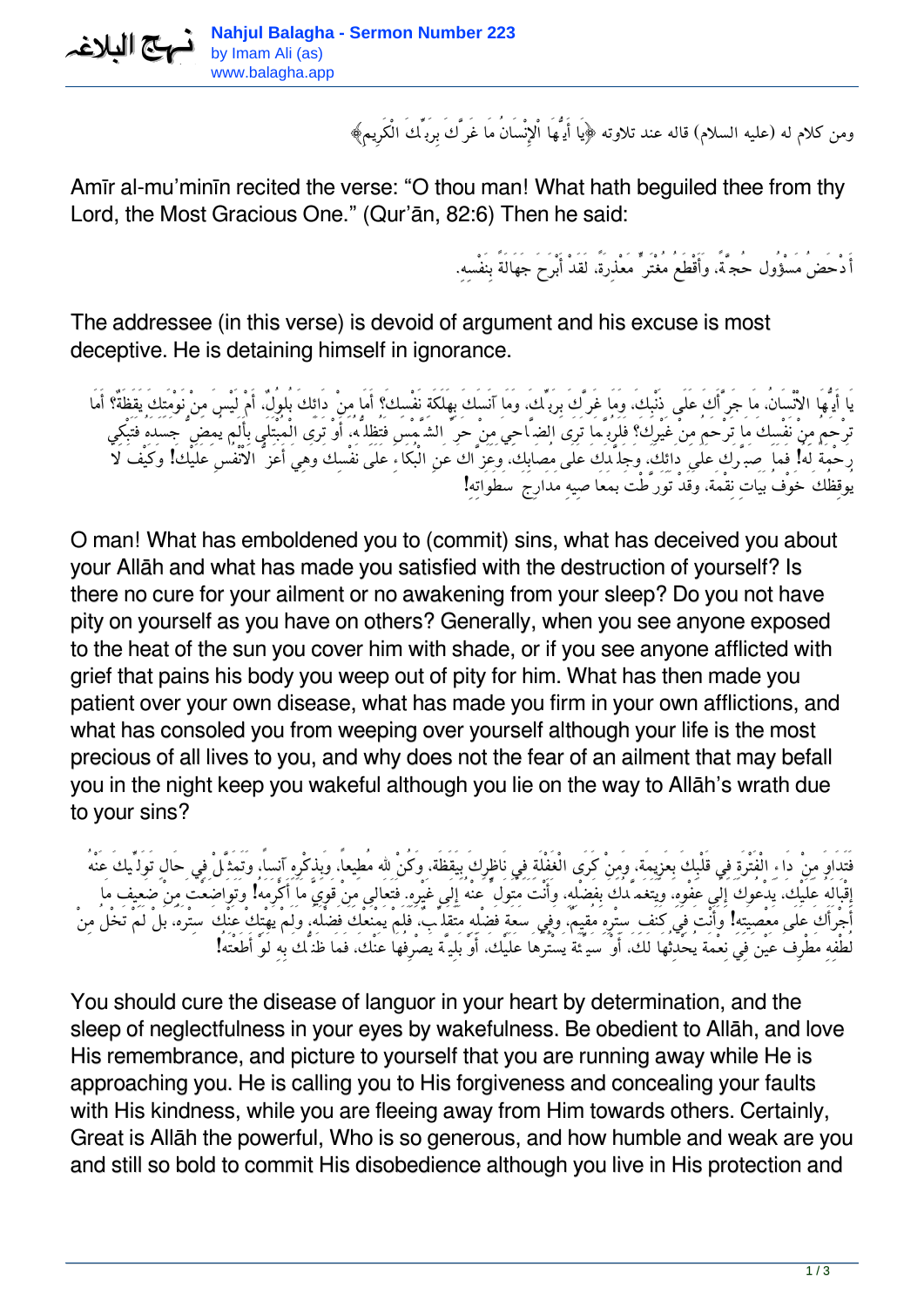ومن كلام له (عليه السلام) قاله عند تلاوته ﴿يَا أَيُّهَا الْإِنْسَانُ مَا غَرَّكَ بِرَبِّكَ الْكَرِيمِ﴾

Amīr al-mu'minīn recited the verse: "O thou man! What hath beguiled thee from thy Lord, the Most Gracious One." (Qur'ān, 82:6) Then he said:

أَدْحَضُ مَسْؤُول حُجَّةً، وَأَقْطَعُ مُغْتَرٍّ مَعْذِرَةً، لَقَدْ أَبْرَحَ جَهَالَةً بِنَفْسِهِ.

The addressee (in this verse) is devoid of argument and his excuse is most deceptive. He is detaining himself in ignorance.

يَا أَيُّهَا الاْنْسَانُ، مَا جَرَّأَكَ عَلَى ذَنْبِكَ، وَمَا غَرَّكَ بِرَبِّكَ، وَمَا آنَسَكَ بِهَلَكَةِ نَفْسِكَ؟ أَمَا مِنْ دَائِكَ بُلُولٌ، أَمْ لَيْسَ مِنْ نَوْمَتِكَ يَقَظَةٌ؟ أَمَا تَرْحَمُ مِنْ نَفْسِكَ مَا تَرْحَمُ مِنْ غَيْرِكَ؟ فَلَرُبَّمَا تَرَى الضَّاحِيَ مِنْ حَرِّ الشَّمْسِ فَتُظِلُّهُ، أَوْ تَرَى الْمُبْتَلَى بِأَلَم يُمِضُّ جَسَدَهُ فَتَبْكِي رَحْمَةً لَهُ! فَمَا صَبَّرَكَ عَلَى دَائِكَ، وَجَلَّدَكَ عَلَى مُصَابِكَ، وَعَزَّاكَ عَنِ الْبُكَاءِ عَلَى نَفْسِكَ وَهِيَ أَعَزُّ الاْنْفُسِ عَلَيْكَ! وَكَيْفَ لاَ يُوقِظُكَ خَوْفُ بَيَاتِ نِقْمَة، وَقَدْ تَوَرَّطْتَ بِمَعَاصِيهِ مَدَارِجَ سَطَوَاتِهِ!

O man! What has emboldened you to (commit) sins, what has deceived you about your Allāh and what has made you satisfied with the destruction of yourself? Is there no cure for your ailment or no awakening from your sleep? Do you not have pity on yourself as you have on others? Generally, when you see anyone exposed to the heat of the sun you cover him with shade, or if you see anyone afflicted with grief that pains his body you weep out of pity for him. What has then made you patient over your own disease, what has made you firm in your own afflictions, and what has consoled you from weeping over yourself although your life is the most precious of all lives to you, and why does not the fear of an ailment that may befall you in the night keep you wakeful although you lie on the way to Allāh's wrath due to your sins?

فَتَدَاوَ مِنْ دَاءِ الْفَتْرَةِ فِي قَلْبِكَ بِعَزِيمَة، وَمِنْ كَرَى الْغَفْلَةِ فِي نَاظِرِكَ بِيَقَظَة، وَكُنْ للهِ مُطِيعاً، وَبِذِكْرِهِ آنِساً، وَتَمَثَّلْ فِي حَالِ تَوَلِّيكَ عَنْهُ إِقْبَالَهُ عَلَيْكَ، يَدْعُوكَ إِلَى عَفْوِهِ، وَيَتَغَمَّدُكَ بِفَضْلِهِ، وَأَنْتَ مُتَوَلٍّ عَنْهُ إِلَى غَيْرِهِ. فَتَعَالَى مِنْ قَوِيٍّ مَا أَكْرَمَهُ! وَتَوَاضَعْتَ مِنْ ضَعِيف مَا أَجْرَأَكَ عَلَى مَعْصِيَتِهِ! وَأَنْتَ فِي كَنَفِ سِتْرِهِ مُقِيمٌ، وَفِي سَعَةِ فَضْلِهِ مُتَقَلِّبٌ، فَلَمْ يَمْنَعْكَ فَضْلَهُ، وَلَمْ يَهْتِكْ عَنْكَ سِتْرَهُ، بَلْ لَمْ تَخْلُ مِنْ لُطْفِهِ مَطْرِفَ عَيْن فِي نِعْمَة يُحْدِثُهَا لَكَ، أَوْ سَيِّئَة يَسْتُرُهَا عَلَيْكَ، أَوْ بَلِيَّة يَصْرِفُهَا عَنْكَ. فَمَا ظَنُّكَ بِهِ لَوْ أَطَعْتَهُ!

You should cure the disease of languor in your heart by determination, and the sleep of neglectfulness in your eyes by wakefulness. Be obedient to Allāh, and love His remembrance, and picture to yourself that you are running away while He is approaching you. He is calling you to His forgiveness and concealing your faults with His kindness, while you are fleeing away from Him towards others. Certainly, Great is Allāh the powerful, Who is so generous, and how humble and weak are you and still so bold to commit His disobedience although you live in His protection and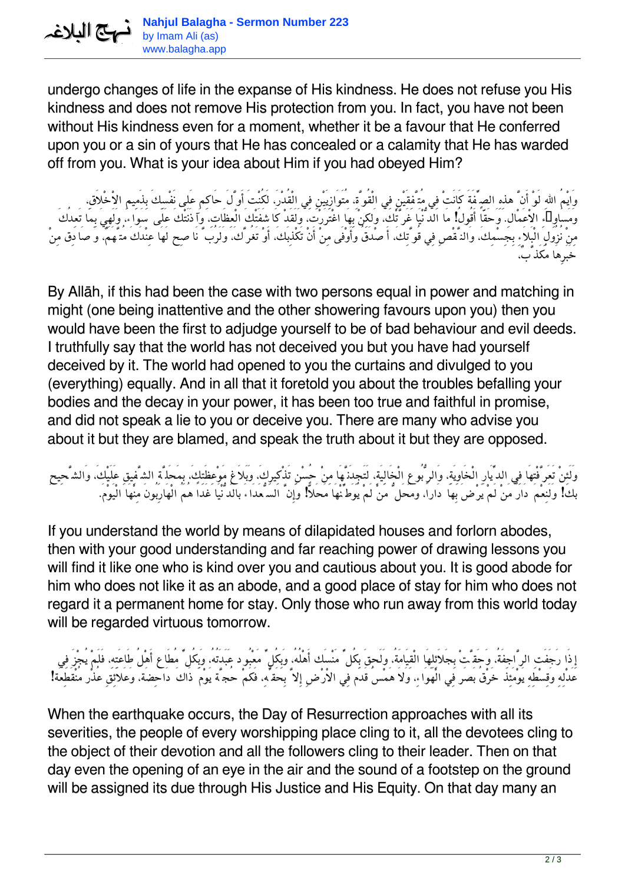undergo changes of life in the expanse of His kindness. He does not refuse you His kindness and does not remove His protection from you. In fact, you have not been without His kindness even for a moment, whether it be a favour that He conferred upon you or a sin of yours that He has concealed or a calamity that He has warded off from you. What is your idea about Him if you had obeyed Him?

وَايْمُ اللهِ لَوْ أَنَّ هذهِ الصِّفَةَ كَانَتْ فِي مُتَّفِقَيْنِ فِي الْقُوَّةِ، مُتَوَازِيَيْنِ فِي الْقُدْرَةِ، لَكُنْتَ أَوَّلَ حَاكِمٍ عَلَى نَفْسِكَ بِذَمِيمِ الاْخْلاَقِ، ومساوِىءِ الاْعْمالِ. وَحَقّاً أَقُولُ! مَا الدُّنْيَا غَرَّتْكَ، وَلكِنْ بِهَا اغْتَرَرْتَ، وَلَقَدْ كَاشَفَتْكَ الْعِظَاتِ، وَآذَنَتْكَ عَلَى سَوَاءٍ، وَلَهِيَ بِمَا تَعِدُكَ مِنْ نُزُولِ الْبَلاَءِ بِجِسْمِكَ، وَالنَّقْصِ فِي قُوَّتِكَ، أَصْدَقُ وَأَوْفَى مِنْ أَنْ تَكْذِبَكَ، أَوْ تَغُرَّكَ، وَلَرُبَّ نَاصِحٍ لَهَا عِنْدَكَ مُتَّهَمٌ، وَصَادِقٍ مِنْ خَبَرِهَا مُكَذَّبٌ.

By Allāh, if this had been the case with two persons equal in power and matching in might (one being inattentive and the other showering favours upon you) then you would have been the first to adjudge yourself to be of bad behaviour and evil deeds. I truthfully say that the world has not deceived you but you have had yourself deceived by it. The world had opened to you the curtains and divulged to you (everything) equally. And in all that it foretold you about the troubles befalling your bodies and the decay in your power, it has been too true and faithful in promise, and did not speak a lie to you or deceive you. There are many who advise you about it but they are blamed, and speak the truth about it but they are opposed.

وَلَئِنْ تَعَرَّفْتَهَا فِي الدِّيَارِ الْخَاوِيَةِ، وَالرُّبُوعِ الْخَالِيَةِ، لَتَجِدَنَّهَا مِنْ حُسْنِ تَذْكِيرِكَ، وَبَلاَغِ مَوْعِظَتِكَ، بِمَحَلَّةِ الشَّفِيقِ عَلَيْكَ، وَالشَّحِيحِ بِكَ! وَلَنِعْمَ دَارُ مَنْ لَمْ يَرْضَ بِهَا دَاراً، وَمَحَلُّ مَنْ لَمْ يُوَطِّنْهَا مَحَلاًّ! وَإِنَّ السُّعَدَاءَ بِالدُّنْيَا غَداً هُمُ الْهَارِبُونَ مِنْهَا الْيَوْمَ.

If you understand the world by means of dilapidated houses and forlorn abodes, then with your good understanding and far reaching power of drawing lessons you will find it like one who is kind over you and cautious about you. It is good abode for him who does not like it as an abode, and a good place of stay for him who does not regard it a permanent home for stay. Only those who run away from this world today will be regarded virtuous tomorrow.

إِذَا رَجَفَتِ الرَّاجِفَةُ، وَحَقَّتْ بِجَلاَئِلِهَا الْقِيَامَةُ، وَلَحِقَ بِكُلِّ مَنْسَكٍ أَهْلُهُ، وَبِكُلِّ مَعْبُودٍ عَبَدَتُهُ، وَبِكُلِّ مُطَاعٍ أَهْلُ طَاعَتِهِ، فَلَمْ يُجْزَ فِي عَدْلِهِ وَقِسْطِهِ يَوْمَئِذٍ خَرْقُ بَصَرٍ فِي الْهَوَاءِ، وَلاَ هَمْسُ قَدَمٍ فِي الاْرْضِ إِلاَّ بِحَقِّهِ، فَكَمْ حُجَّةٍ يَوْمَ ذَاكَ دَاحِضَةٌ، وَعَلاَئِقِ عُذْرٍ مُنْقَطِعَةٌ!

When the earthquake occurs, the Day of Resurrection approaches with all its severities, the people of every worshipping place cling to it, all the devotees cling to the object of their devotion and all the followers cling to their leader. Then on that day even the opening of an eye in the air and the sound of a footstep on the ground will be assigned its due through His Justice and His Equity. On that day many an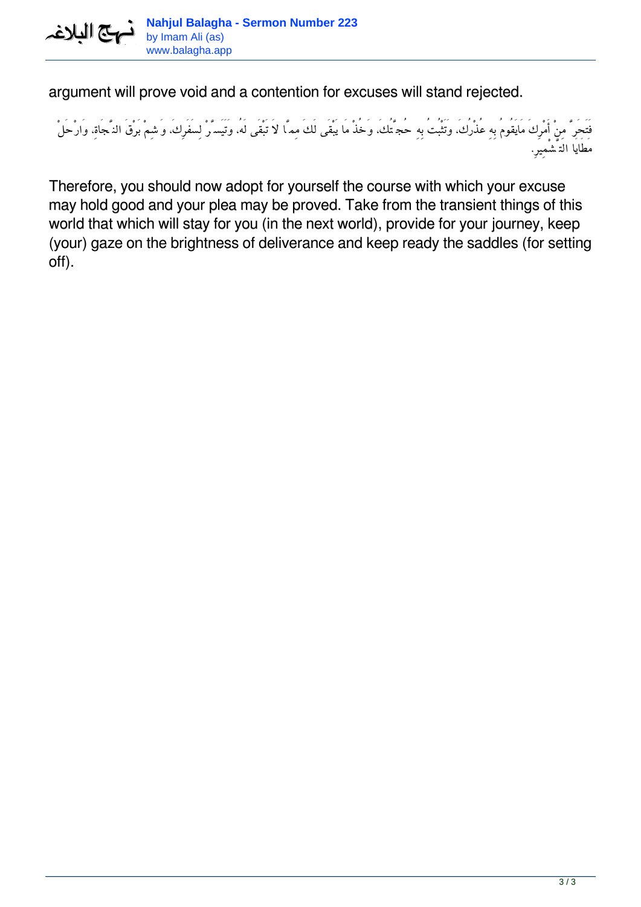argument will prove void and a contention for excuses will stand rejected.

فَتَحَرَّ مِنْ أَمْرِكَ مَا يَقُومُ بِهِ عُذْرُكَ، وَتَثْبُتُ بِهِ حُجَّتُكَ، وَخُذْ مَا يَبْقَى لَكَ مِمَّا لاَ تَبْقَى لَهُ، وَتَيَسَّرْ لِسَفَرِكَ، وَشِمْ بَرْقَ النَّجَاةِ، وَارْحَلْ مَطَايَا التَّشْمِيرِ.

Therefore, you should now adopt for yourself the course with which your excuse may hold good and your plea may be proved. Take from the transient things of this world that which will stay for you (in the next world), provide for your journey, keep (your) gaze on the brightness of deliverance and keep ready the saddles (for setting off).